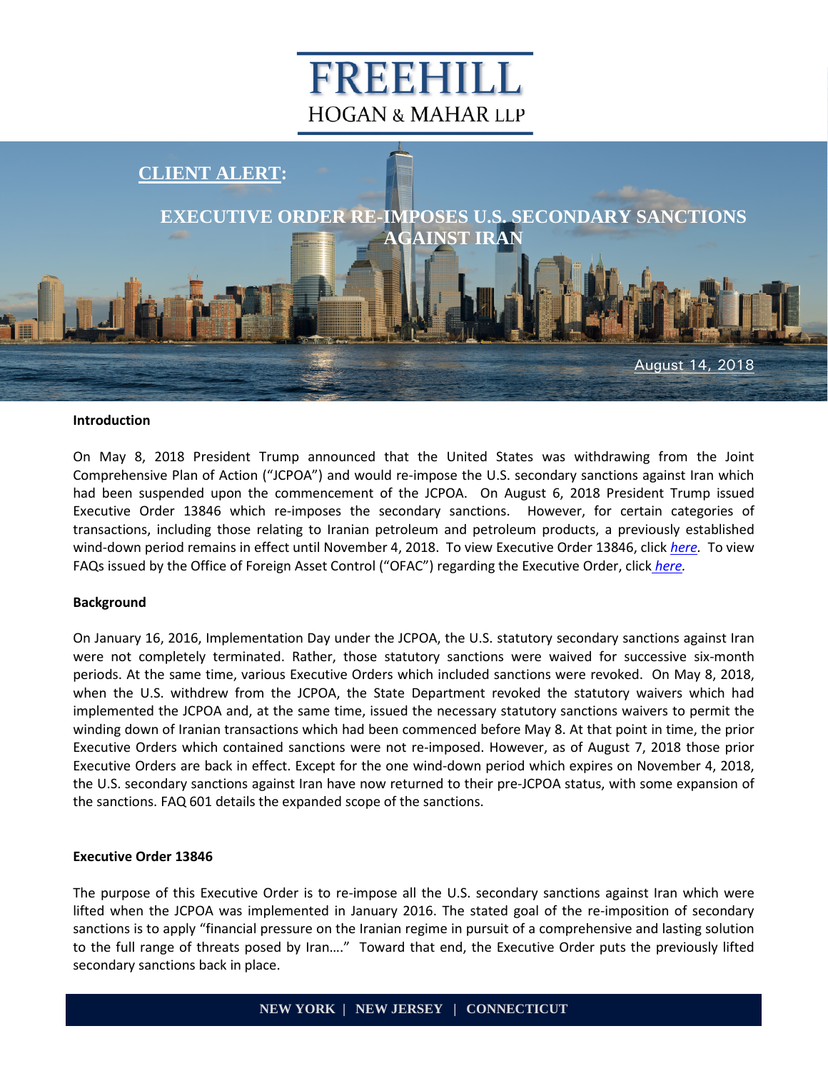# FREEHILL HOGAN & MAHAR LLP

## CLIENT ALERT:

## EXECUTIVE ORDER RE-IMPOSES U.S. SECONDARY SANCTIONS AGAINST IRAN

August 14, 2018

**Introduction**

On May 8, 2018 President Trump announced that the United States was withdrawing from the Joint Comprehensive Plan of Action ("JCPOA") and would re-impose the U.S. secondary sanctions against Iran which had been suspended upon the commencement of the JCPOA. On August 6, 2018 President Trump issued Executive Order 13846 which re-imposes the secondary sanctions. However, for certain categories of transactions, including those relating to Iranian petroleum and petroleum products, a previously established wind-down period remains in effect until November 4, 2018. To view Executive Order 13846, click *here*. To view FAQs issued by the Office of Foreign Asset Control ("OFAC") regarding the Executive Order, click *here*.

**Background**

On January 16, 2016, Implementation Day under the JCPOA, the U.S. statutory secondary sanctions against Iran were not completely terminated. Rather, those statutory sanctions were waived for successive six-month periods. At the same time, various Executive Orders which included sanctions were revoked. On May 8, 2018, when the U.S. withdrew from the JCPOA, the State Department revoked the statutory waivers which had implemented the JCPOA and, at the same time, issued the necessary statutory sanctions waivers to permit the winding down of Iranian transactions which had been commenced before May 8. At that point in time, the prior Executive Orders which contained sanctions were not re-imposed. However, as of August 7, 2018 those prior Executive Orders are back in effect. Except for the one wind-down period which expires on November 4, 2018, the U.S. secondary sanctions against Iran have now returned to their pre-JCPOA status, with some expansion of the sanctions. FAQ 601 details the expanded scope of the sanctions.

**Executive Order 13846**

The purpose of this Executive Order is to re-impose all the U.S. secondary sanctions against Iran which were lifted when the JCPOA was implemented in January 2016. The stated goal of the re-imposition of secondary sanctions is to apply "financial pressure on the Iranian regime in pursuit of a comprehensive and lasting solution to the full range of threats posed by Iran…." Toward that end, the Executive Order puts the previously lifted secondary sanctions back in place.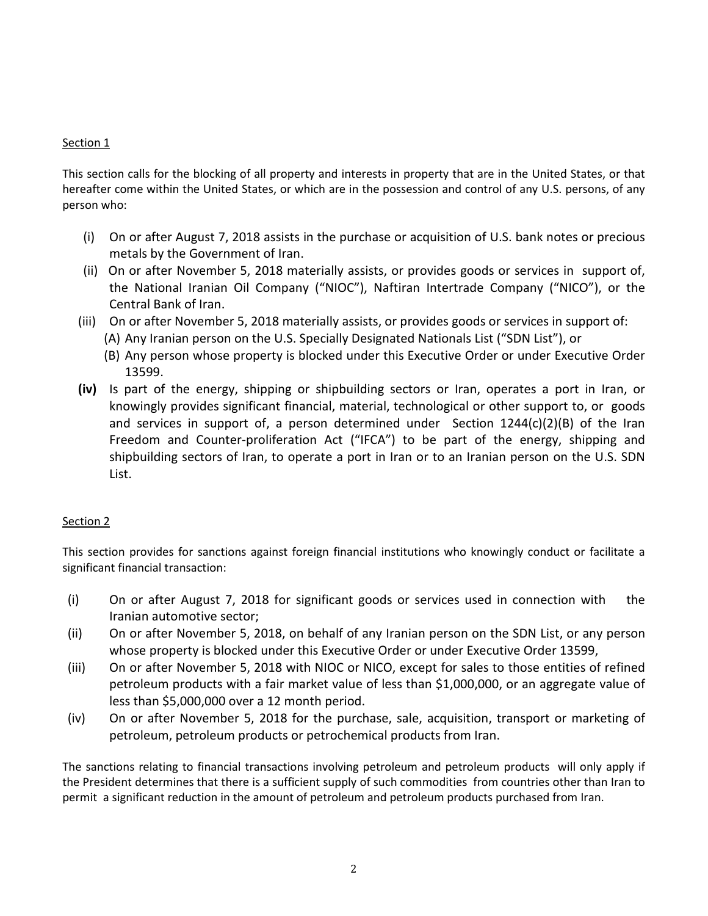Section 1

This section calls for the blocking of all property and interests in property that are in the United States, or that hereafter come within the United States, or which are in the possession and control of any U.S. persons, of any person who:

(i) On or after August 7, 2018 assists in the purchase or acquisition of U.S. bank notes or precious metals by the Government of Iran.

(ii) On or after November 5, 2018 materially assists, or provides goods or services in support of, the National Iranian Oil Company ("NIOC"), Naftiran Intertrade Company ("NICO"), or the Central Bank of Iran.

(iii) On or after November 5, 2018 materially assists, or provides goods or services in support of:

  (A) Any Iranian person on the U.S. Specially Designated Nationals List ("SDN List"), or

  (B) Any person whose property is blocked under this Executive Order or under Executive Order 13599.

**(iv)** Is part of the energy, shipping or shipbuilding sectors or Iran, operates a port in Iran, or knowingly provides significant financial, material, technological or other support to, or goods and services in support of, a person determined under Section 1244(c)(2)(B) of the Iran Freedom and Counter-proliferation Act ("IFCA") to be part of the energy, shipping and shipbuilding sectors of Iran, to operate a port in Iran or to an Iranian person on the U.S. SDN List.

Section 2

This section provides for sanctions against foreign financial institutions who knowingly conduct or facilitate a significant financial transaction:

(i) On or after August 7, 2018 for significant goods or services used in connection with the Iranian automotive sector;

(ii) On or after November 5, 2018, on behalf of any Iranian person on the SDN List, or any person whose property is blocked under this Executive Order or under Executive Order 13599,

(iii) On or after November 5, 2018 with NIOC or NICO, except for sales to those entities of refined petroleum products with a fair market value of less than $1,000,000, or an aggregate value of less than $5,000,000 over a 12 month period.

(iv) On or after November 5, 2018 for the purchase, sale, acquisition, transport or marketing of petroleum, petroleum products or petrochemical products from Iran.

The sanctions relating to financial transactions involving petroleum and petroleum products will only apply if the President determines that there is a sufficient supply of such commodities from countries other than Iran to permit a significant reduction in the amount of petroleum and petroleum products purchased from Iran.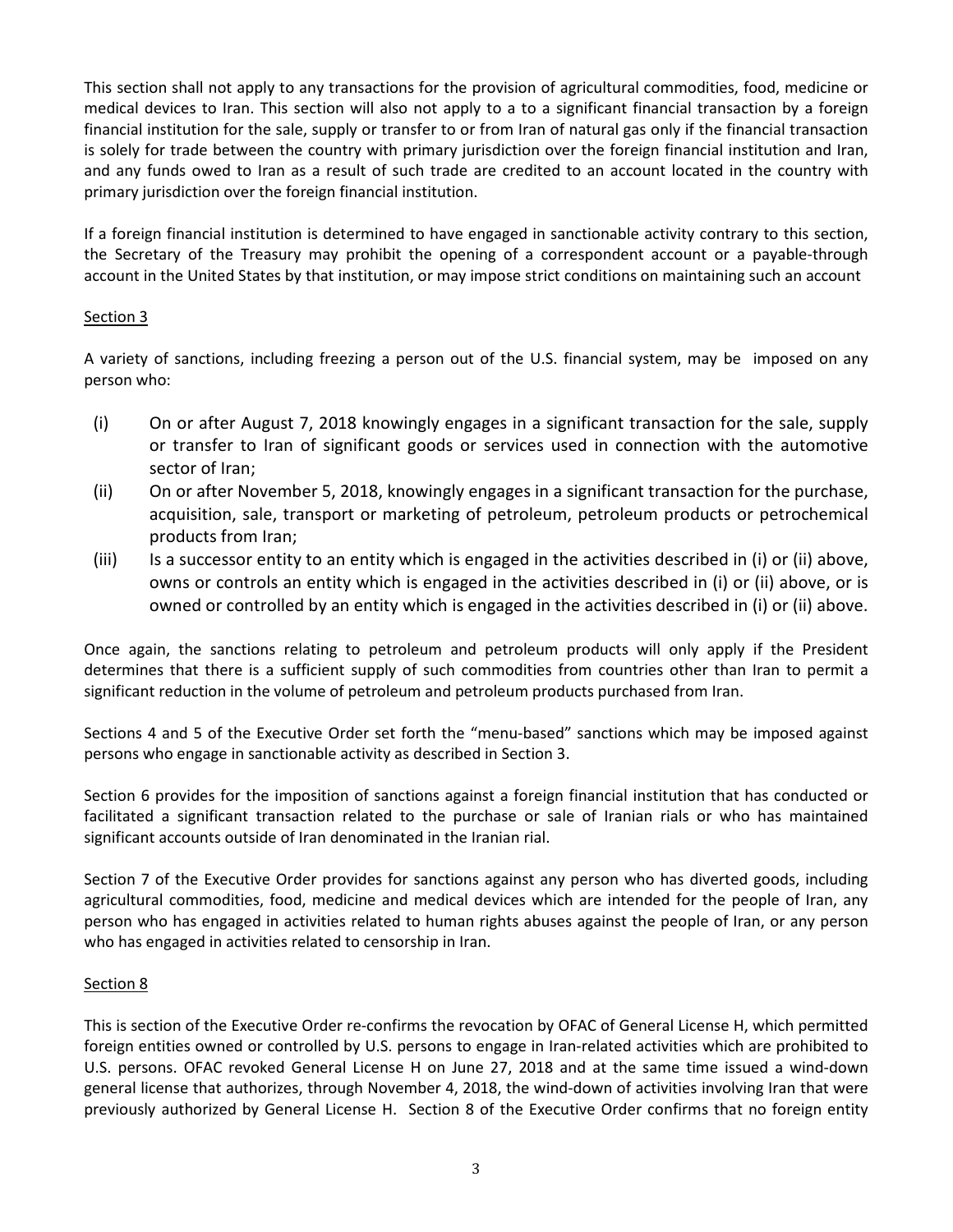This section shall not apply to any transactions for the provision of agricultural commodities, food, medicine or medical devices to Iran. This section will also not apply to a to a significant financial transaction by a foreign financial institution for the sale, supply or transfer to or from Iran of natural gas only if the financial transaction is solely for trade between the country with primary jurisdiction over the foreign financial institution and Iran, and any funds owed to Iran as a result of such trade are credited to an account located in the country with primary jurisdiction over the foreign financial institution.

If a foreign financial institution is determined to have engaged in sanctionable activity contrary to this section, the Secretary of the Treasury may prohibit the opening of a correspondent account or a payable-through account in the United States by that institution, or may impose strict conditions on maintaining such an account

Section 3

A variety of sanctions, including freezing a person out of the U.S. financial system, may be imposed on any person who:

(i) On or after August 7, 2018 knowingly engages in a significant transaction for the sale, supply or transfer to Iran of significant goods or services used in connection with the automotive sector of Iran;

(ii) On or after November 5, 2018, knowingly engages in a significant transaction for the purchase, acquisition, sale, transport or marketing of petroleum, petroleum products or petrochemical products from Iran;

(iii) Is a successor entity to an entity which is engaged in the activities described in (i) or (ii) above, owns or controls an entity which is engaged in the activities described in (i) or (ii) above, or is owned or controlled by an entity which is engaged in the activities described in (i) or (ii) above.

Once again, the sanctions relating to petroleum and petroleum products will only apply if the President determines that there is a sufficient supply of such commodities from countries other than Iran to permit a significant reduction in the volume of petroleum and petroleum products purchased from Iran.

Sections 4 and 5 of the Executive Order set forth the "menu-based" sanctions which may be imposed against persons who engage in sanctionable activity as described in Section 3.

Section 6 provides for the imposition of sanctions against a foreign financial institution that has conducted or facilitated a significant transaction related to the purchase or sale of Iranian rials or who has maintained significant accounts outside of Iran denominated in the Iranian rial.

Section 7 of the Executive Order provides for sanctions against any person who has diverted goods, including agricultural commodities, food, medicine and medical devices which are intended for the people of Iran, any person who has engaged in activities related to human rights abuses against the people of Iran, or any person who has engaged in activities related to censorship in Iran.

Section 8

This is section of the Executive Order re-confirms the revocation by OFAC of General License H, which permitted foreign entities owned or controlled by U.S. persons to engage in Iran-related activities which are prohibited to U.S. persons. OFAC revoked General License H on June 27, 2018 and at the same time issued a wind-down general license that authorizes, through November 4, 2018, the wind-down of activities involving Iran that were previously authorized by General License H. Section 8 of the Executive Order confirms that no foreign entity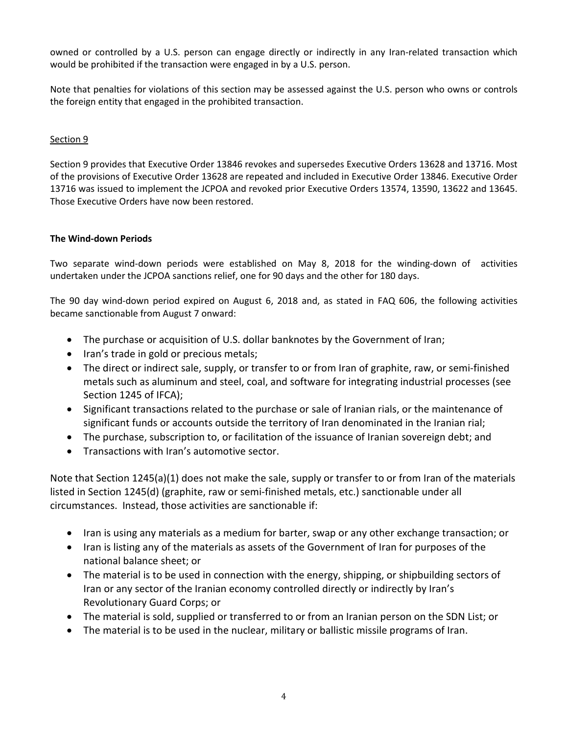owned or controlled by a U.S. person can engage directly or indirectly in any Iran-related transaction which would be prohibited if the transaction were engaged in by a U.S. person.

Note that penalties for violations of this section may be assessed against the U.S. person who owns or controls the foreign entity that engaged in the prohibited transaction.

Section 9

Section 9 provides that Executive Order 13846 revokes and supersedes Executive Orders 13628 and 13716. Most of the provisions of Executive Order 13628 are repeated and included in Executive Order 13846. Executive Order 13716 was issued to implement the JCPOA and revoked prior Executive Orders 13574, 13590, 13622 and 13645. Those Executive Orders have now been restored.

**The Wind-down Periods**

Two separate wind-down periods were established on May 8, 2018 for the winding-down of activities undertaken under the JCPOA sanctions relief, one for 90 days and the other for 180 days.

The 90 day wind-down period expired on August 6, 2018 and, as stated in FAQ 606, the following activities became sanctionable from August 7 onward:

- The purchase or acquisition of U.S. dollar banknotes by the Government of Iran;
- Iran's trade in gold or precious metals;
- The direct or indirect sale, supply, or transfer to or from Iran of graphite, raw, or semi-finished metals such as aluminum and steel, coal, and software for integrating industrial processes (see Section 1245 of IFCA);
- Significant transactions related to the purchase or sale of Iranian rials, or the maintenance of significant funds or accounts outside the territory of Iran denominated in the Iranian rial;
- The purchase, subscription to, or facilitation of the issuance of Iranian sovereign debt; and
- Transactions with Iran's automotive sector.

Note that Section 1245(a)(1) does not make the sale, supply or transfer to or from Iran of the materials listed in Section 1245(d) (graphite, raw or semi-finished metals, etc.) sanctionable under all circumstances. Instead, those activities are sanctionable if:

- Iran is using any materials as a medium for barter, swap or any other exchange transaction; or
- Iran is listing any of the materials as assets of the Government of Iran for purposes of the national balance sheet; or
- The material is to be used in connection with the energy, shipping, or shipbuilding sectors of Iran or any sector of the Iranian economy controlled directly or indirectly by Iran's Revolutionary Guard Corps; or
- The material is sold, supplied or transferred to or from an Iranian person on the SDN List; or
- The material is to be used in the nuclear, military or ballistic missile programs of Iran.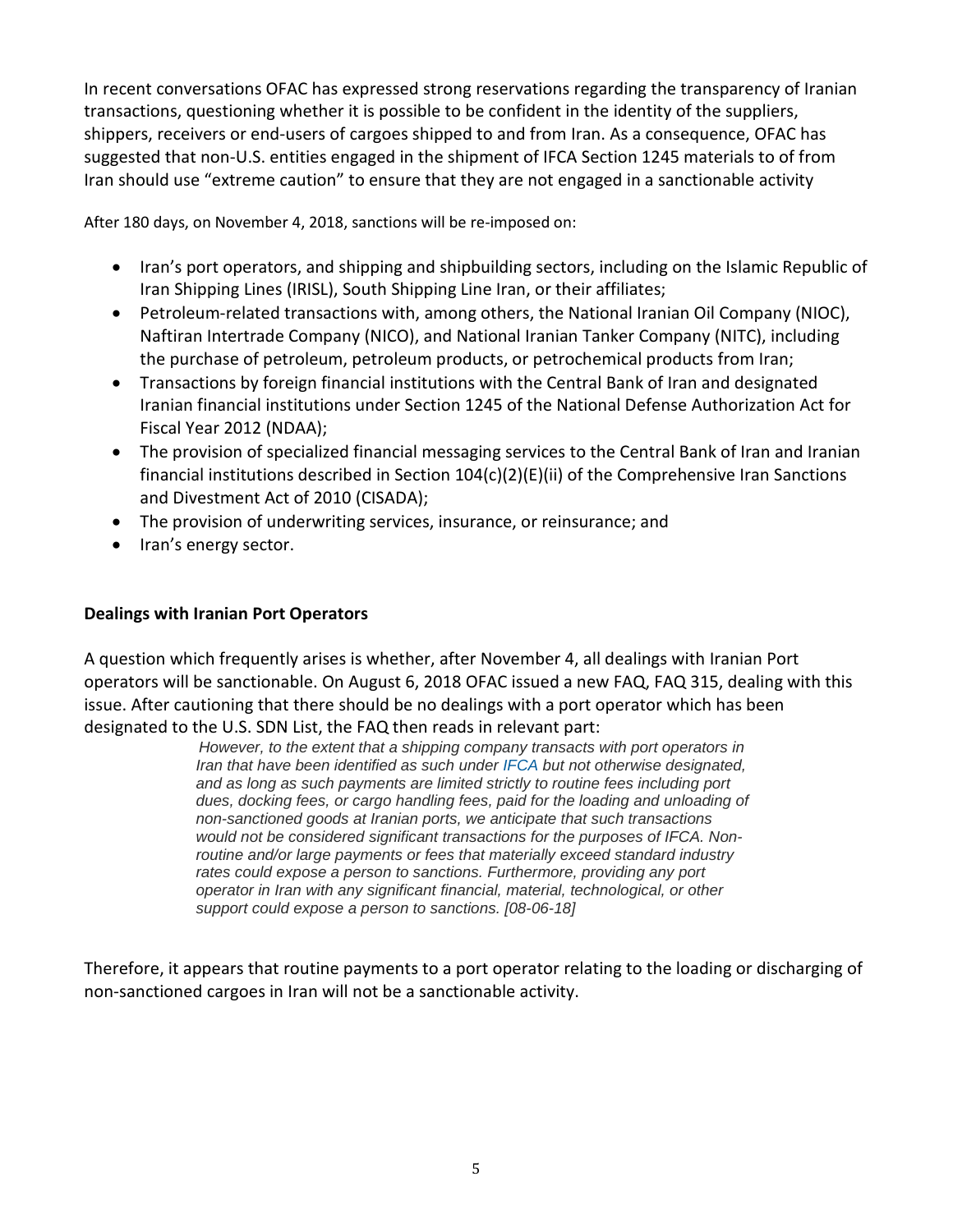In recent conversations OFAC has expressed strong reservations regarding the transparency of Iranian transactions, questioning whether it is possible to be confident in the identity of the suppliers, shippers, receivers or end-users of cargoes shipped to and from Iran. As a consequence, OFAC has suggested that non-U.S. entities engaged in the shipment of IFCA Section 1245 materials to of from Iran should use "extreme caution" to ensure that they are not engaged in a sanctionable activity

After 180 days, on November 4, 2018, sanctions will be re-imposed on:

- Iran's port operators, and shipping and shipbuilding sectors, including on the Islamic Republic of Iran Shipping Lines (IRISL), South Shipping Line Iran, or their affiliates;
- Petroleum-related transactions with, among others, the National Iranian Oil Company (NIOC), Naftiran Intertrade Company (NICO), and National Iranian Tanker Company (NITC), including the purchase of petroleum, petroleum products, or petrochemical products from Iran;
- Transactions by foreign financial institutions with the Central Bank of Iran and designated Iranian financial institutions under Section 1245 of the National Defense Authorization Act for Fiscal Year 2012 (NDAA);
- The provision of specialized financial messaging services to the Central Bank of Iran and Iranian financial institutions described in Section 104(c)(2)(E)(ii) of the Comprehensive Iran Sanctions and Divestment Act of 2010 (CISADA);
- The provision of underwriting services, insurance, or reinsurance; and
- Iran's energy sector.

**Dealings with Iranian Port Operators**

A question which frequently arises is whether, after November 4, all dealings with Iranian Port operators will be sanctionable. On August 6, 2018 OFAC issued a new FAQ, FAQ 315, dealing with this issue. After cautioning that there should be no dealings with a port operator which has been designated to the U.S. SDN List, the FAQ then reads in relevant part:

> *However, to the extent that a shipping company transacts with port operators in Iran that have been identified as such under IFCA but not otherwise designated, and as long as such payments are limited strictly to routine fees including port dues, docking fees, or cargo handling fees, paid for the loading and unloading of non-sanctioned goods at Iranian ports, we anticipate that such transactions would not be considered significant transactions for the purposes of IFCA. Non-routine and/or large payments or fees that materially exceed standard industry rates could expose a person to sanctions. Furthermore, providing any port operator in Iran with any significant financial, material, technological, or other support could expose a person to sanctions. [08-06-18]*

Therefore, it appears that routine payments to a port operator relating to the loading or discharging of non-sanctioned cargoes in Iran will not be a sanctionable activity.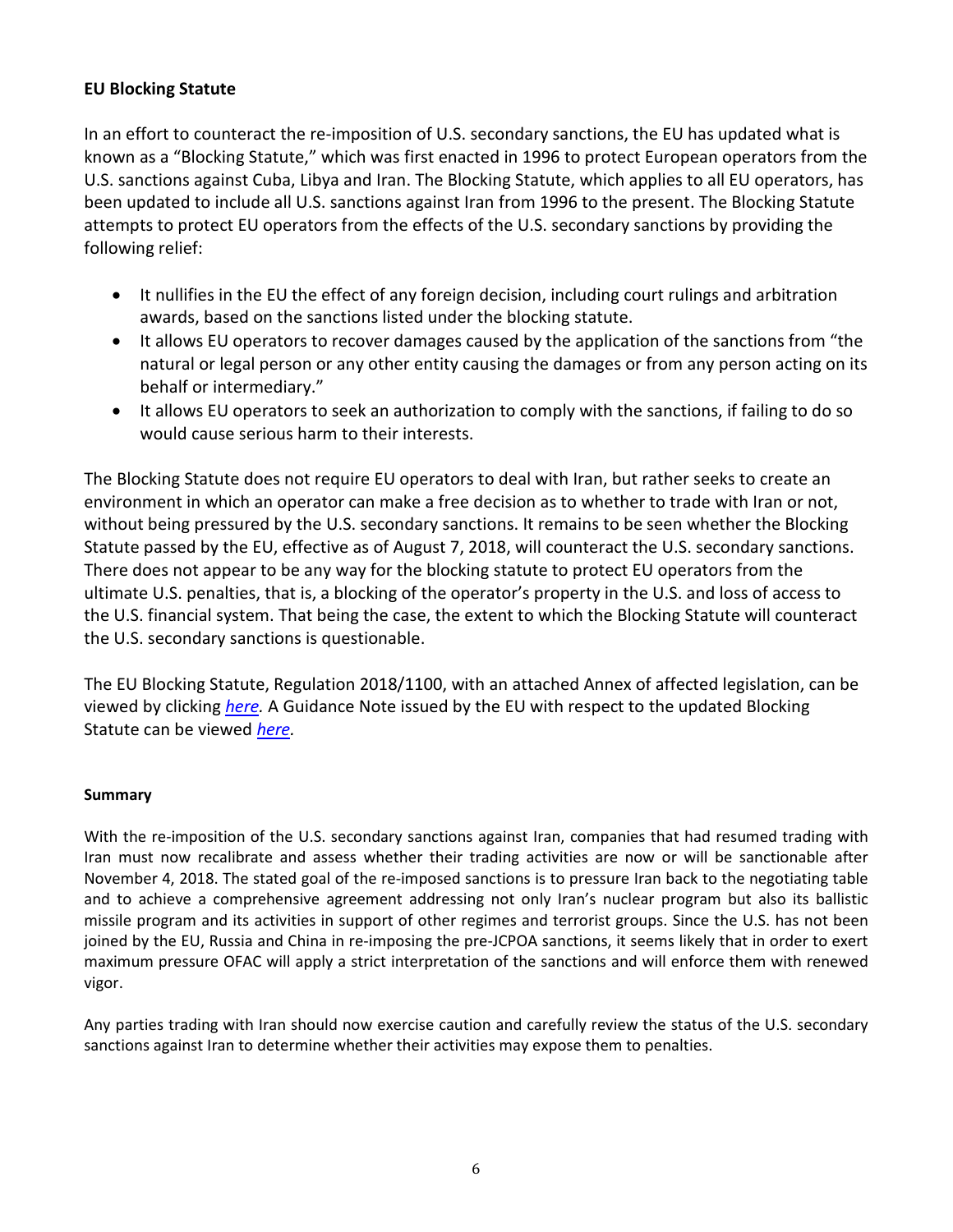## EU Blocking Statute

In an effort to counteract the re-imposition of U.S. secondary sanctions, the EU has updated what is known as a "Blocking Statute," which was first enacted in 1996 to protect European operators from the U.S. sanctions against Cuba, Libya and Iran. The Blocking Statute, which applies to all EU operators, has been updated to include all U.S. sanctions against Iran from 1996 to the present. The Blocking Statute attempts to protect EU operators from the effects of the U.S. secondary sanctions by providing the following relief:

- It nullifies in the EU the effect of any foreign decision, including court rulings and arbitration awards, based on the sanctions listed under the blocking statute.
- It allows EU operators to recover damages caused by the application of the sanctions from "the natural or legal person or any other entity causing the damages or from any person acting on its behalf or intermediary."
- It allows EU operators to seek an authorization to comply with the sanctions, if failing to do so would cause serious harm to their interests.

The Blocking Statute does not require EU operators to deal with Iran, but rather seeks to create an environment in which an operator can make a free decision as to whether to trade with Iran or not, without being pressured by the U.S. secondary sanctions. It remains to be seen whether the Blocking Statute passed by the EU, effective as of August 7, 2018, will counteract the U.S. secondary sanctions. There does not appear to be any way for the blocking statute to protect EU operators from the ultimate U.S. penalties, that is, a blocking of the operator's property in the U.S. and loss of access to the U.S. financial system. That being the case, the extent to which the Blocking Statute will counteract the U.S. secondary sanctions is questionable.

The EU Blocking Statute, Regulation 2018/1100, with an attached Annex of affected legislation, can be viewed by clicking *here*. A Guidance Note issued by the EU with respect to the updated Blocking Statute can be viewed *here*.

### Summary

With the re-imposition of the U.S. secondary sanctions against Iran, companies that had resumed trading with Iran must now recalibrate and assess whether their trading activities are now or will be sanctionable after November 4, 2018. The stated goal of the re-imposed sanctions is to pressure Iran back to the negotiating table and to achieve a comprehensive agreement addressing not only Iran's nuclear program but also its ballistic missile program and its activities in support of other regimes and terrorist groups. Since the U.S. has not been joined by the EU, Russia and China in re-imposing the pre-JCPOA sanctions, it seems likely that in order to exert maximum pressure OFAC will apply a strict interpretation of the sanctions and will enforce them with renewed vigor.

Any parties trading with Iran should now exercise caution and carefully review the status of the U.S. secondary sanctions against Iran to determine whether their activities may expose them to penalties.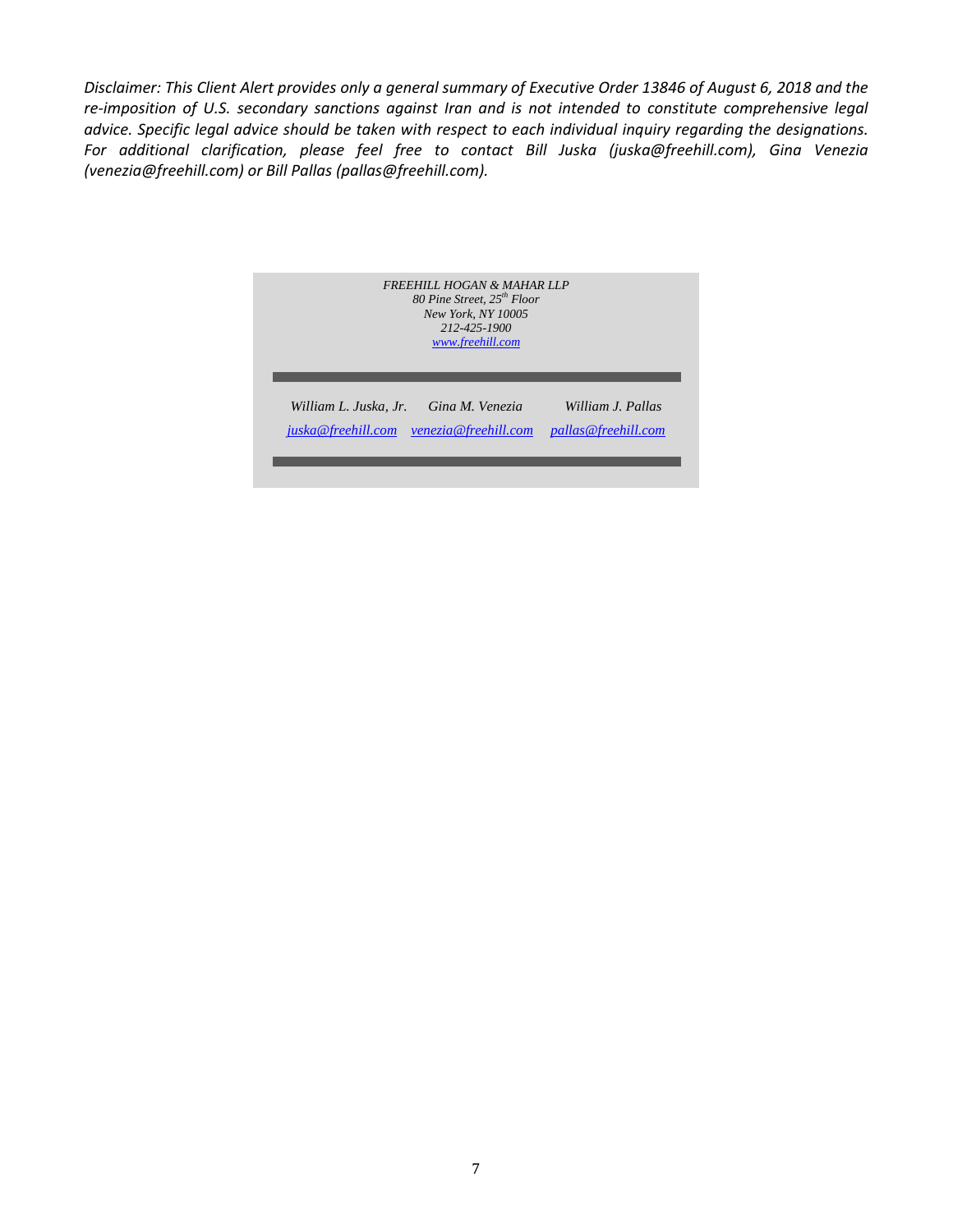*Disclaimer: This Client Alert provides only a general summary of Executive Order 13846 of August 6, 2018 and the re-imposition of U.S. secondary sanctions against Iran and is not intended to constitute comprehensive legal advice. Specific legal advice should be taken with respect to each individual inquiry regarding the designations. For additional clarification, please feel free to contact Bill Juska (juska@freehill.com), Gina Venezia (venezia@freehill.com) or Bill Pallas (pallas@freehill.com).*

*FREEHILL HOGAN & MAHAR LLP*
*80 Pine Street, 25th Floor*
*New York, NY 10005*
*212-425-1900*
*www.freehill.com*

| | | |
|---|---|---|
| *William L. Juska, Jr.* | *Gina M. Venezia* | *William J. Pallas* |
| *juska@freehill.com* | *venezia@freehill.com* | *pallas@freehill.com* |